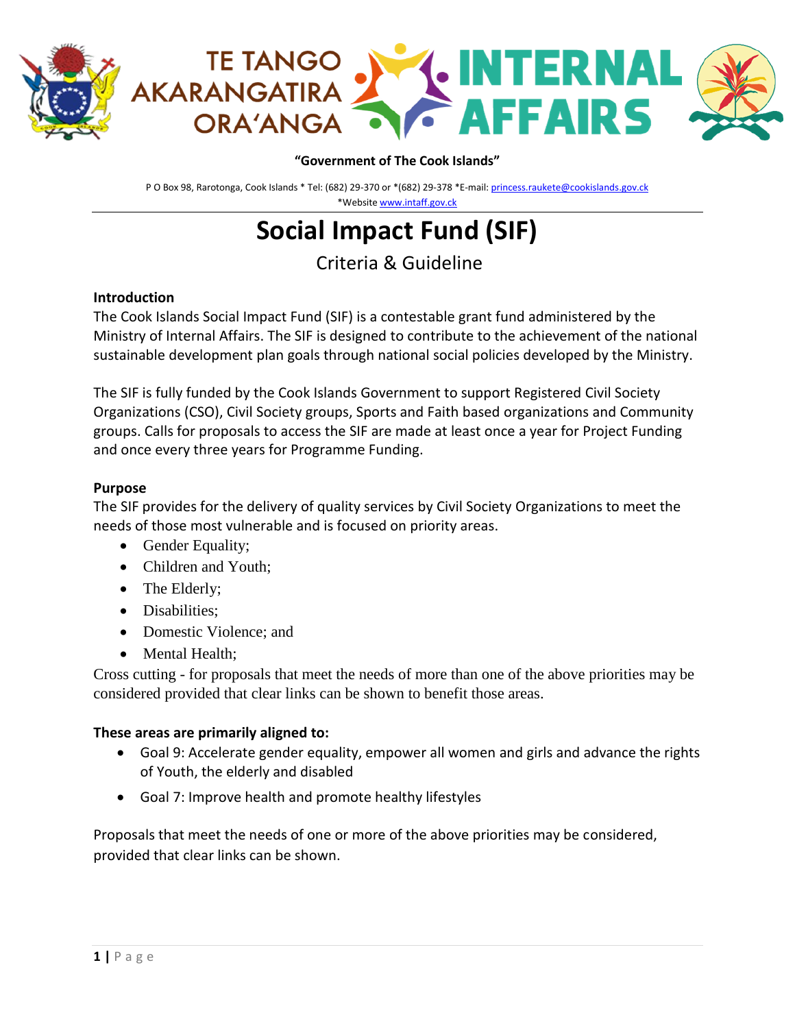TE TANGO AKARANGATIRA ORA'ANGA

INTERNAL AFFAIRS

**"Government of The Cook Islands"**

P O Box 98, Rarotonga, Cook Islands * Tel: (682) 29-370 or *(682) 29-378 *E-mail: princess.raukete@cookislands.gov.ck
*Website www.intaff.gov.ck

# Social Impact Fund (SIF)

## Criteria & Guideline

### Introduction

The Cook Islands Social Impact Fund (SIF) is a contestable grant fund administered by the Ministry of Internal Affairs. The SIF is designed to contribute to the achievement of the national sustainable development plan goals through national social policies developed by the Ministry.

The SIF is fully funded by the Cook Islands Government to support Registered Civil Society Organizations (CSO), Civil Society groups, Sports and Faith based organizations and Community groups. Calls for proposals to access the SIF are made at least once a year for Project Funding and once every three years for Programme Funding.

### Purpose

The SIF provides for the delivery of quality services by Civil Society Organizations to meet the needs of those most vulnerable and is focused on priority areas.

- Gender Equality;
- Children and Youth;
- The Elderly;
- Disabilities;
- Domestic Violence; and
- Mental Health;

Cross cutting - for proposals that meet the needs of more than one of the above priorities may be considered provided that clear links can be shown to benefit those areas.

### These areas are primarily aligned to:

- Goal 9: Accelerate gender equality, empower all women and girls and advance the rights of Youth, the elderly and disabled
- Goal 7: Improve health and promote healthy lifestyles

Proposals that meet the needs of one or more of the above priorities may be considered, provided that clear links can be shown.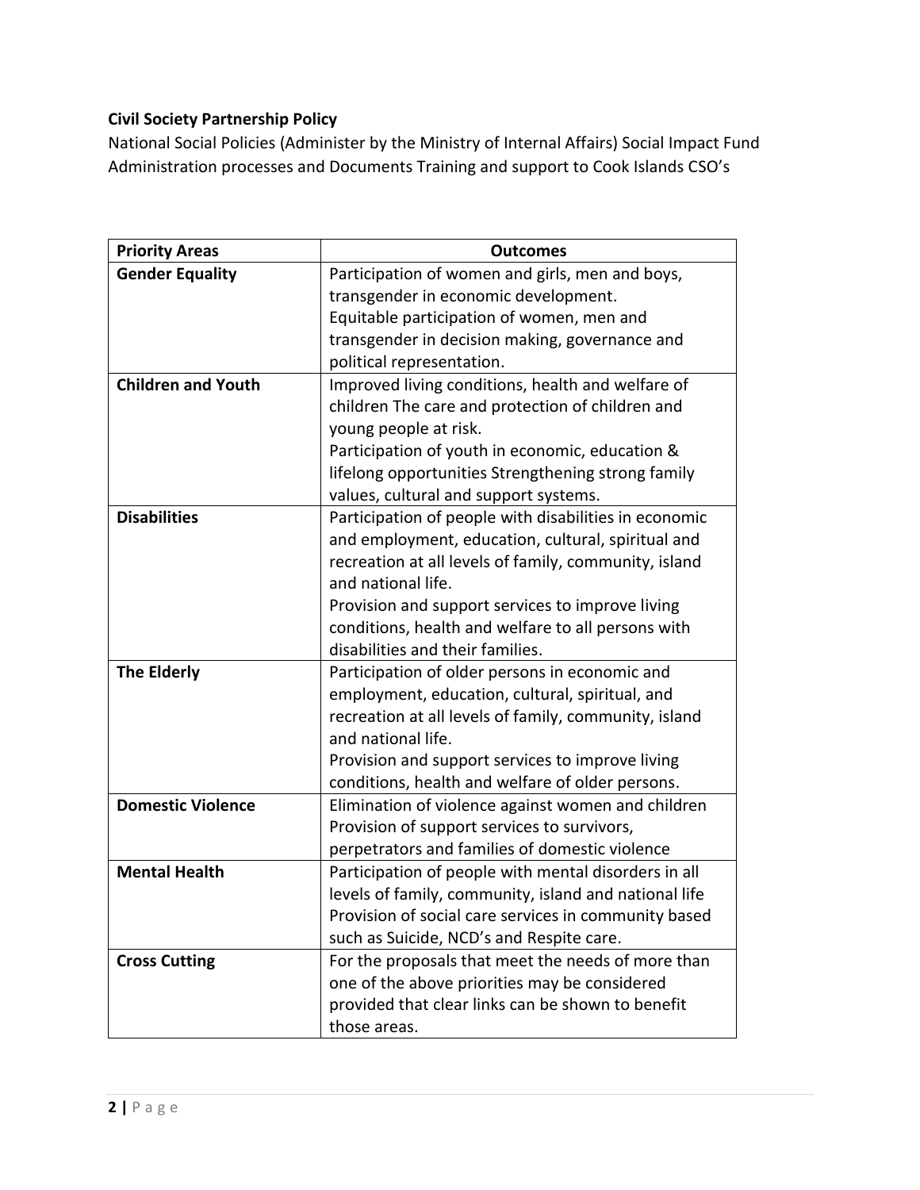**Civil Society Partnership Policy**

National Social Policies (Administer by the Ministry of Internal Affairs) Social Impact Fund Administration processes and Documents Training and support to Cook Islands CSO's

| Priority Areas | Outcomes |
|---|---|
| **Gender Equality** | Participation of women and girls, men and boys, transgender in economic development.<br>Equitable participation of women, men and transgender in decision making, governance and political representation. |
| **Children and Youth** | Improved living conditions, health and welfare of children The care and protection of children and young people at risk.<br>Participation of youth in economic, education & lifelong opportunities Strengthening strong family values, cultural and support systems. |
| **Disabilities** | Participation of people with disabilities in economic and employment, education, cultural, spiritual and recreation at all levels of family, community, island and national life.<br>Provision and support services to improve living conditions, health and welfare to all persons with disabilities and their families. |
| **The Elderly** | Participation of older persons in economic and employment, education, cultural, spiritual, and recreation at all levels of family, community, island and national life.<br>Provision and support services to improve living conditions, health and welfare of older persons. |
| **Domestic Violence** | Elimination of violence against women and children Provision of support services to survivors, perpetrators and families of domestic violence |
| **Mental Health** | Participation of people with mental disorders in all levels of family, community, island and national life Provision of social care services in community based such as Suicide, NCD's and Respite care. |
| **Cross Cutting** | For the proposals that meet the needs of more than one of the above priorities may be considered provided that clear links can be shown to benefit those areas. |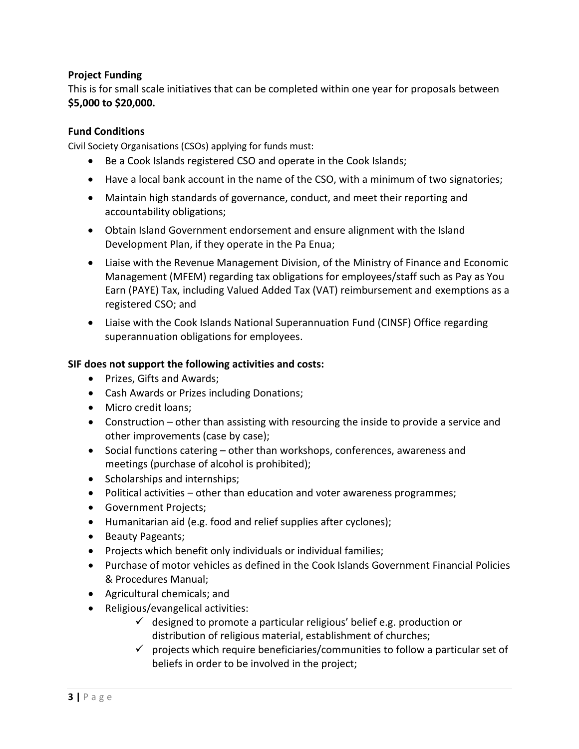**Project Funding**

This is for small scale initiatives that can be completed within one year for proposals between **$5,000 to $20,000.**

**Fund Conditions**

Civil Society Organisations (CSOs) applying for funds must:

- Be a Cook Islands registered CSO and operate in the Cook Islands;
- Have a local bank account in the name of the CSO, with a minimum of two signatories;
- Maintain high standards of governance, conduct, and meet their reporting and accountability obligations;
- Obtain Island Government endorsement and ensure alignment with the Island Development Plan, if they operate in the Pa Enua;
- Liaise with the Revenue Management Division, of the Ministry of Finance and Economic Management (MFEM) regarding tax obligations for employees/staff such as Pay as You Earn (PAYE) Tax, including Valued Added Tax (VAT) reimbursement and exemptions as a registered CSO; and
- Liaise with the Cook Islands National Superannuation Fund (CINSF) Office regarding superannuation obligations for employees.

**SIF does not support the following activities and costs:**

- Prizes, Gifts and Awards;
- Cash Awards or Prizes including Donations;
- Micro credit loans;
- Construction – other than assisting with resourcing the inside to provide a service and other improvements (case by case);
- Social functions catering – other than workshops, conferences, awareness and meetings (purchase of alcohol is prohibited);
- Scholarships and internships;
- Political activities – other than education and voter awareness programmes;
- Government Projects;
- Humanitarian aid (e.g. food and relief supplies after cyclones);
- Beauty Pageants;
- Projects which benefit only individuals or individual families;
- Purchase of motor vehicles as defined in the Cook Islands Government Financial Policies & Procedures Manual;
- Agricultural chemicals; and
- Religious/evangelical activities:
  - ✓ designed to promote a particular religious' belief e.g. production or distribution of religious material, establishment of churches;
  - ✓ projects which require beneficiaries/communities to follow a particular set of beliefs in order to be involved in the project;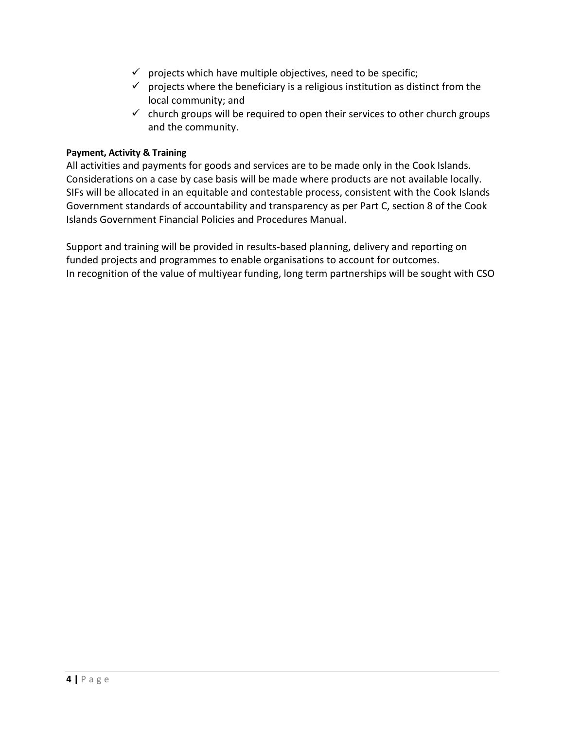- ✓ projects which have multiple objectives, need to be specific;
- ✓ projects where the beneficiary is a religious institution as distinct from the local community; and
- ✓ church groups will be required to open their services to other church groups and the community.

**Payment, Activity & Training**

All activities and payments for goods and services are to be made only in the Cook Islands. Considerations on a case by case basis will be made where products are not available locally. SIFs will be allocated in an equitable and contestable process, consistent with the Cook Islands Government standards of accountability and transparency as per Part C, section 8 of the Cook Islands Government Financial Policies and Procedures Manual.

Support and training will be provided in results-based planning, delivery and reporting on funded projects and programmes to enable organisations to account for outcomes.
In recognition of the value of multiyear funding, long term partnerships will be sought with CSO